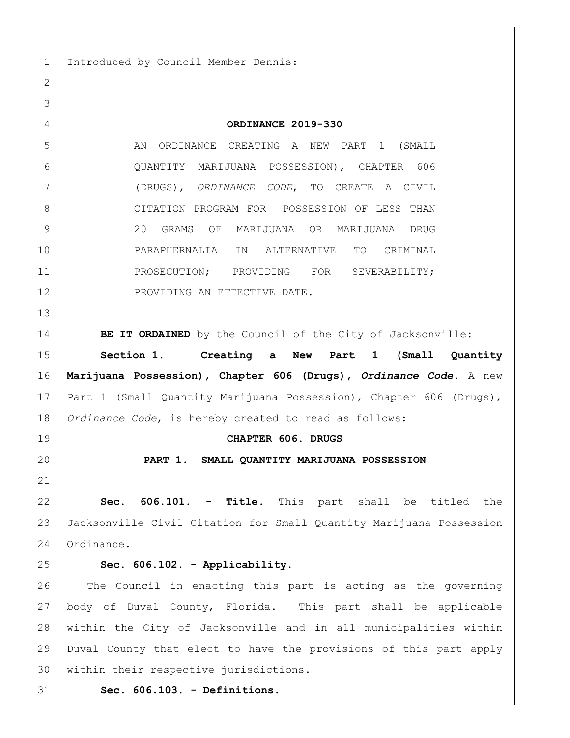Introduced by Council Member Dennis:

# ORDINANCE 2019-330

AN ORDINANCE CREATING A NEW PART 1 (SMALL QUANTITY MARIJUANA POSSESSION), CHAPTER 606 (DRUGS), *ORDINANCE CODE*, TO CREATE A CIVIL CITATION PROGRAM FOR POSSESSION OF LESS THAN 20 GRAMS OF MARIJUANA OR MARIJUANA DRUG PARAPHERNALIA IN ALTERNATIVE TO CRIMINAL PROSECUTION; PROVIDING FOR SEVERABILITY; PROVIDING AN EFFECTIVE DATE.

**BE IT ORDAINED** by the Council of the City of Jacksonville:

**Section 1. Creating a New Part 1 (Small Quantity Marijuana Possession), Chapter 606 (Drugs), *Ordinance Code*.** A new Part 1 (Small Quantity Marijuana Possession), Chapter 606 (Drugs), *Ordinance Code*, is hereby created to read as follows:

## CHAPTER 606. DRUGS

### PART 1. SMALL QUANTITY MARIJUANA POSSESSION

**Sec. 606.101. - Title.** This part shall be titled the Jacksonville Civil Citation for Small Quantity Marijuana Possession Ordinance.

**Sec. 606.102. - Applicability.**

The Council in enacting this part is acting as the governing body of Duval County, Florida. This part shall be applicable within the City of Jacksonville and in all municipalities within Duval County that elect to have the provisions of this part apply within their respective jurisdictions.

**Sec. 606.103. - Definitions.**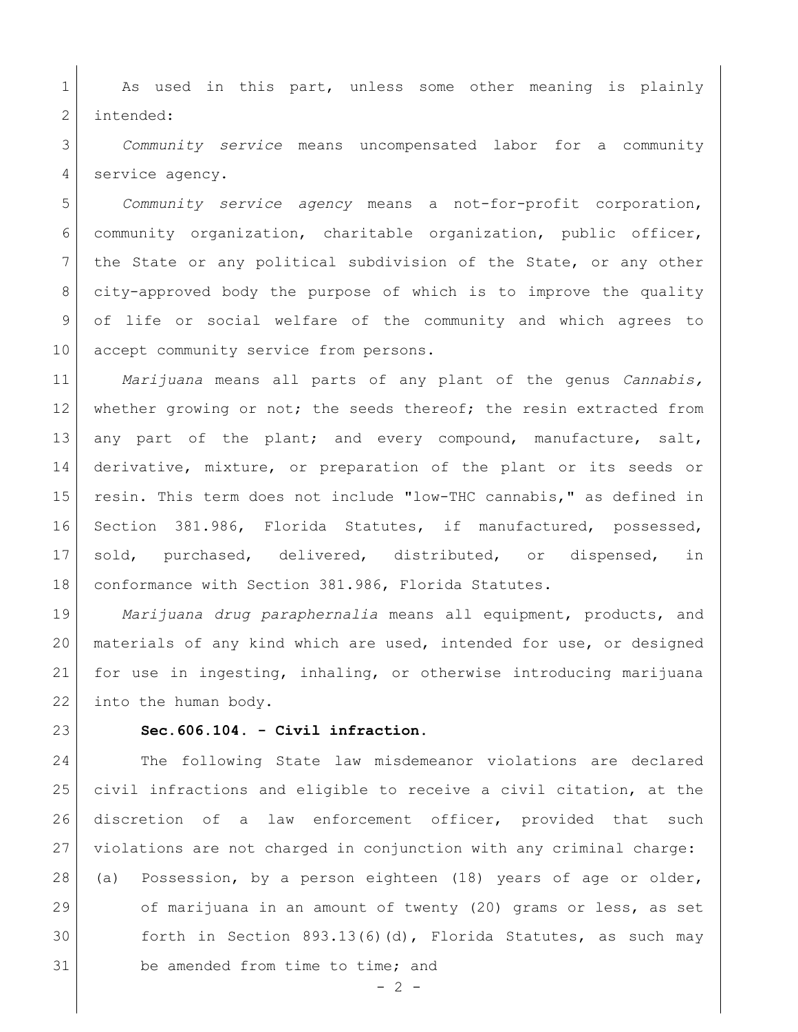As used in this part, unless some other meaning is plainly intended:

*Community service* means uncompensated labor for a community service agency.

*Community service agency* means a not-for-profit corporation, community organization, charitable organization, public officer, the State or any political subdivision of the State, or any other city-approved body the purpose of which is to improve the quality of life or social welfare of the community and which agrees to accept community service from persons.

*Marijuana* means all parts of any plant of the genus *Cannabis,* whether growing or not; the seeds thereof; the resin extracted from any part of the plant; and every compound, manufacture, salt, derivative, mixture, or preparation of the plant or its seeds or resin. This term does not include "low-THC cannabis," as defined in Section 381.986, Florida Statutes, if manufactured, possessed, sold, purchased, delivered, distributed, or dispensed, in conformance with Section 381.986, Florida Statutes.

*Marijuana drug paraphernalia* means all equipment, products, and materials of any kind which are used, intended for use, or designed for use in ingesting, inhaling, or otherwise introducing marijuana into the human body.

**Sec.606.104. - Civil infraction.**

The following State law misdemeanor violations are declared civil infractions and eligible to receive a civil citation, at the discretion of a law enforcement officer, provided that such violations are not charged in conjunction with any criminal charge:

(a) Possession, by a person eighteen (18) years of age or older, of marijuana in an amount of twenty (20) grams or less, as set forth in Section 893.13(6)(d), Florida Statutes, as such may be amended from time to time; and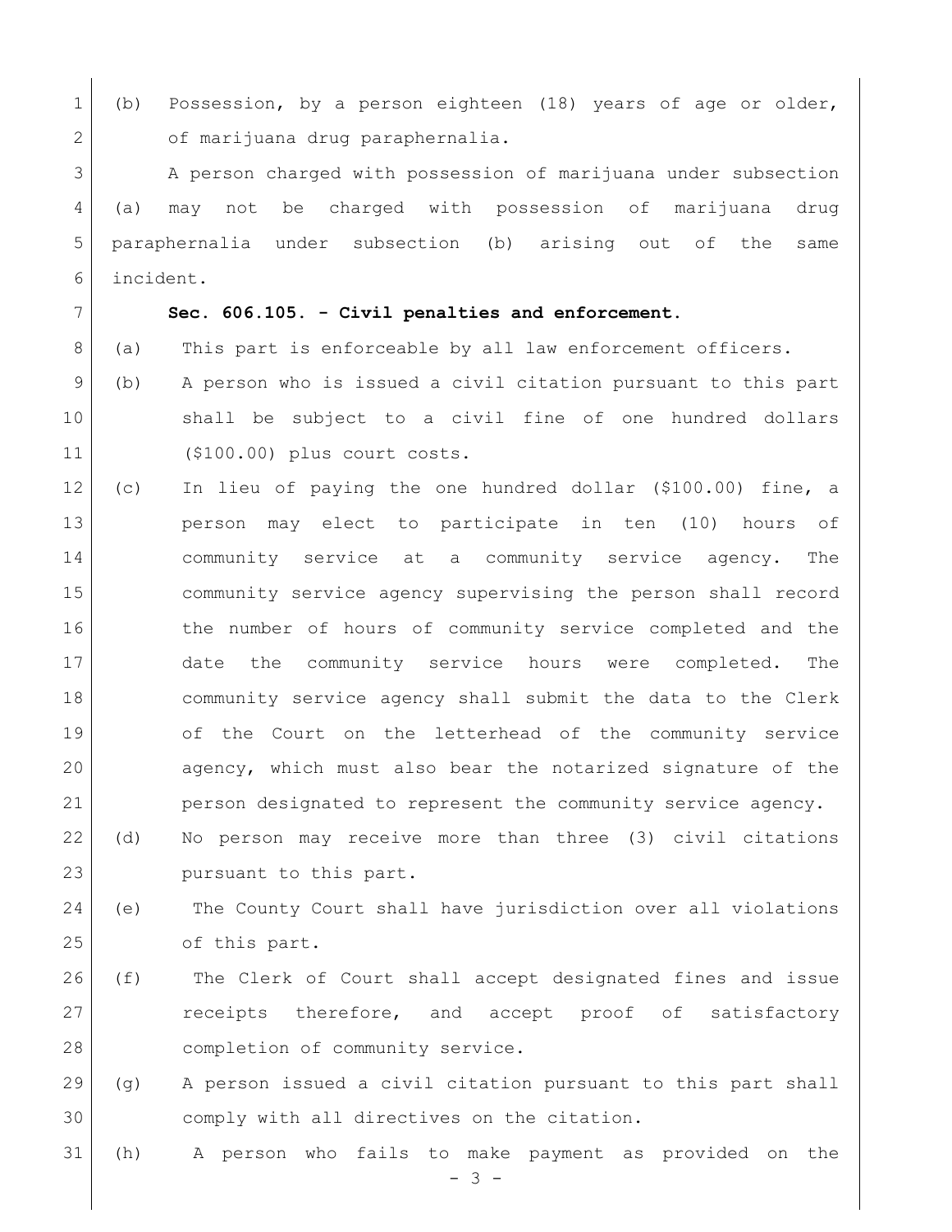(b) Possession, by a person eighteen (18) years of age or older, of marijuana drug paraphernalia.

A person charged with possession of marijuana under subsection (a) may not be charged with possession of marijuana drug paraphernalia under subsection (b) arising out of the same incident.

**Sec. 606.105. - Civil penalties and enforcement.**

(a) This part is enforceable by all law enforcement officers.

(b) A person who is issued a civil citation pursuant to this part shall be subject to a civil fine of one hundred dollars ($100.00) plus court costs.

(c) In lieu of paying the one hundred dollar ($100.00) fine, a person may elect to participate in ten (10) hours of community service at a community service agency. The community service agency supervising the person shall record the number of hours of community service completed and the date the community service hours were completed. The community service agency shall submit the data to the Clerk of the Court on the letterhead of the community service agency, which must also bear the notarized signature of the person designated to represent the community service agency.

(d) No person may receive more than three (3) civil citations pursuant to this part.

(e) The County Court shall have jurisdiction over all violations of this part.

(f) The Clerk of Court shall accept designated fines and issue receipts therefore, and accept proof of satisfactory completion of community service.

(g) A person issued a civil citation pursuant to this part shall comply with all directives on the citation.

(h) A person who fails to make payment as provided on the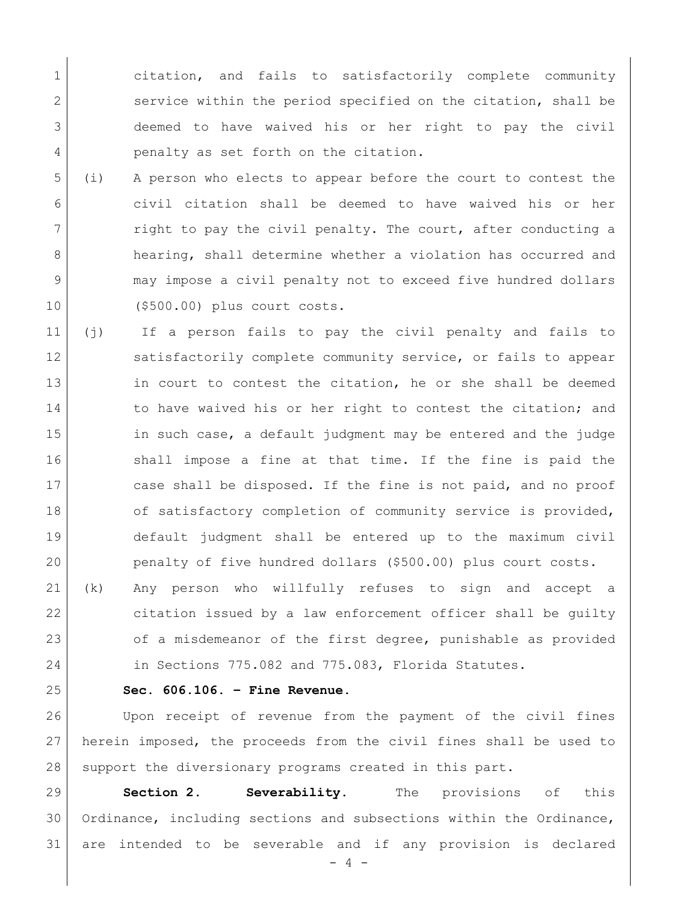citation, and fails to satisfactorily complete community service within the period specified on the citation, shall be deemed to have waived his or her right to pay the civil penalty as set forth on the citation.

(i) A person who elects to appear before the court to contest the civil citation shall be deemed to have waived his or her right to pay the civil penalty. The court, after conducting a hearing, shall determine whether a violation has occurred and may impose a civil penalty not to exceed five hundred dollars ($500.00) plus court costs.

(j) If a person fails to pay the civil penalty and fails to satisfactorily complete community service, or fails to appear in court to contest the citation, he or she shall be deemed to have waived his or her right to contest the citation; and in such case, a default judgment may be entered and the judge shall impose a fine at that time. If the fine is paid the case shall be disposed. If the fine is not paid, and no proof of satisfactory completion of community service is provided, default judgment shall be entered up to the maximum civil penalty of five hundred dollars ($500.00) plus court costs.

(k) Any person who willfully refuses to sign and accept a citation issued by a law enforcement officer shall be guilty of a misdemeanor of the first degree, punishable as provided in Sections 775.082 and 775.083, Florida Statutes.

**Sec. 606.106. – Fine Revenue.**

Upon receipt of revenue from the payment of the civil fines herein imposed, the proceeds from the civil fines shall be used to support the diversionary programs created in this part.

**Section 2. Severability.** The provisions of this Ordinance, including sections and subsections within the Ordinance, are intended to be severable and if any provision is declared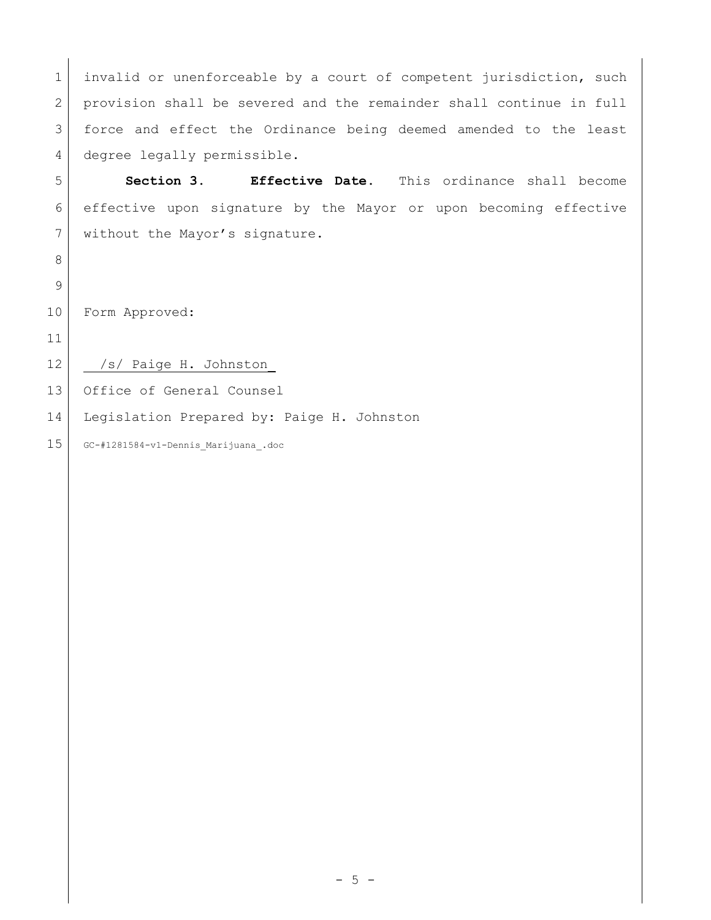invalid or unenforceable by a court of competent jurisdiction, such provision shall be severed and the remainder shall continue in full force and effect the Ordinance being deemed amended to the least degree legally permissible.

**Section 3. Effective Date.** This ordinance shall become effective upon signature by the Mayor or upon becoming effective without the Mayor's signature.

Form Approved:

/s/ Paige H. Johnston

Office of General Counsel

Legislation Prepared by: Paige H. Johnston

GC-#1281584-v1-Dennis_Marijuana_.doc